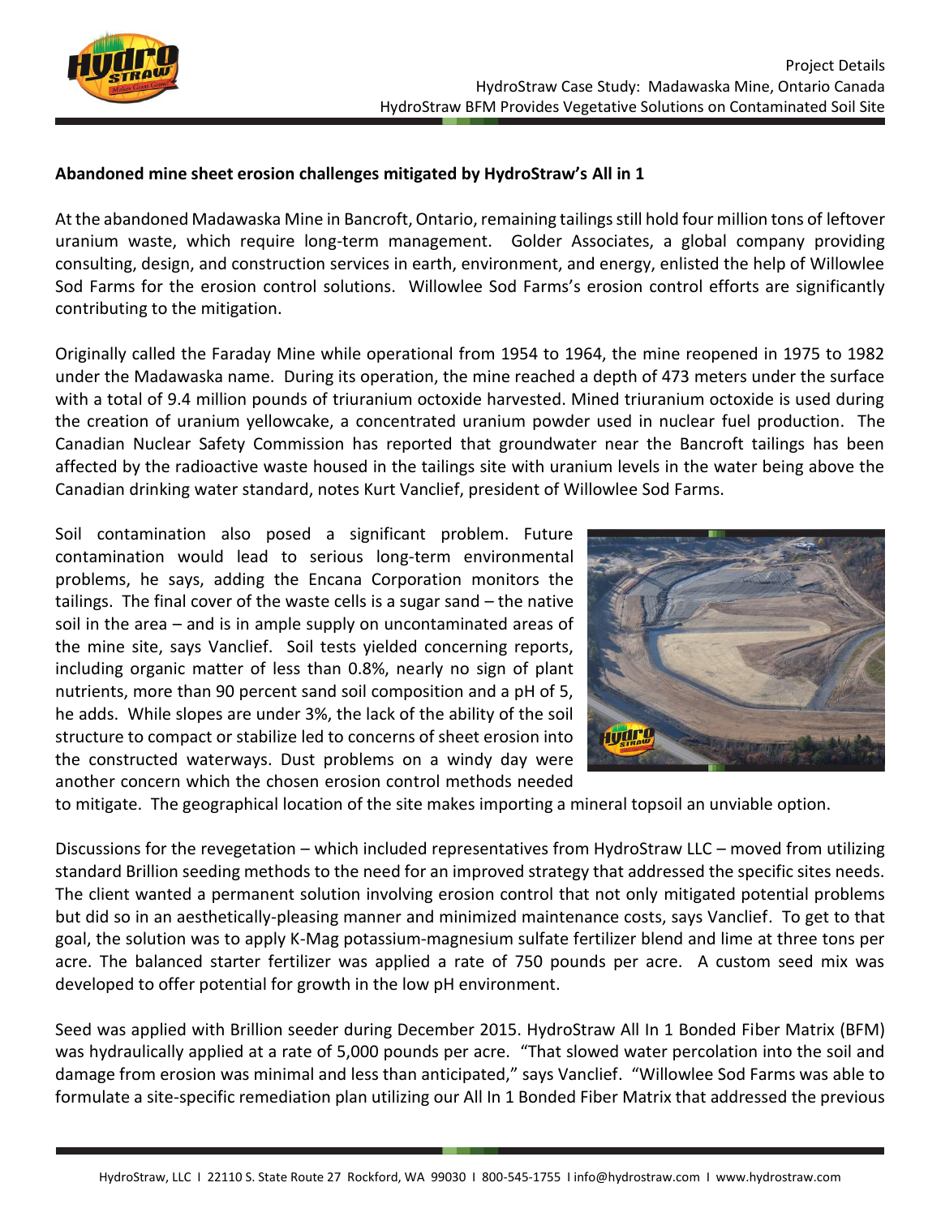Project Details
HydroStraw Case Study: Madawaska Mine, Ontario Canada
HydroStraw BFM Provides Vegetative Solutions on Contaminated Soil Site

**Abandoned mine sheet erosion challenges mitigated by HydroStraw's All in 1**

At the abandoned Madawaska Mine in Bancroft, Ontario, remaining tailings still hold four million tons of leftover uranium waste, which require long-term management. Golder Associates, a global company providing consulting, design, and construction services in earth, environment, and energy, enlisted the help of Willowlee Sod Farms for the erosion control solutions. Willowlee Sod Farms's erosion control efforts are significantly contributing to the mitigation.

Originally called the Faraday Mine while operational from 1954 to 1964, the mine reopened in 1975 to 1982 under the Madawaska name. During its operation, the mine reached a depth of 473 meters under the surface with a total of 9.4 million pounds of triuranium octoxide harvested. Mined triuranium octoxide is used during the creation of uranium yellowcake, a concentrated uranium powder used in nuclear fuel production. The Canadian Nuclear Safety Commission has reported that groundwater near the Bancroft tailings has been affected by the radioactive waste housed in the tailings site with uranium levels in the water being above the Canadian drinking water standard, notes Kurt Vanclief, president of Willowlee Sod Farms.

Soil contamination also posed a significant problem. Future contamination would lead to serious long-term environmental problems, he says, adding the Encana Corporation monitors the tailings. The final cover of the waste cells is a sugar sand – the native soil in the area – and is in ample supply on uncontaminated areas of the mine site, says Vanclief. Soil tests yielded concerning reports, including organic matter of less than 0.8%, nearly no sign of plant nutrients, more than 90 percent sand soil composition and a pH of 5, he adds. While slopes are under 3%, the lack of the ability of the soil structure to compact or stabilize led to concerns of sheet erosion into the constructed waterways. Dust problems on a windy day were another concern which the chosen erosion control methods needed to mitigate. The geographical location of the site makes importing a mineral topsoil an unviable option.

Discussions for the revegetation – which included representatives from HydroStraw LLC – moved from utilizing standard Brillion seeding methods to the need for an improved strategy that addressed the specific sites needs. The client wanted a permanent solution involving erosion control that not only mitigated potential problems but did so in an aesthetically-pleasing manner and minimized maintenance costs, says Vanclief. To get to that goal, the solution was to apply K-Mag potassium-magnesium sulfate fertilizer blend and lime at three tons per acre. The balanced starter fertilizer was applied a rate of 750 pounds per acre. A custom seed mix was developed to offer potential for growth in the low pH environment.

Seed was applied with Brillion seeder during December 2015. HydroStraw All In 1 Bonded Fiber Matrix (BFM) was hydraulically applied at a rate of 5,000 pounds per acre. "That slowed water percolation into the soil and damage from erosion was minimal and less than anticipated," says Vanclief. "Willowlee Sod Farms was able to formulate a site-specific remediation plan utilizing our All In 1 Bonded Fiber Matrix that addressed the previous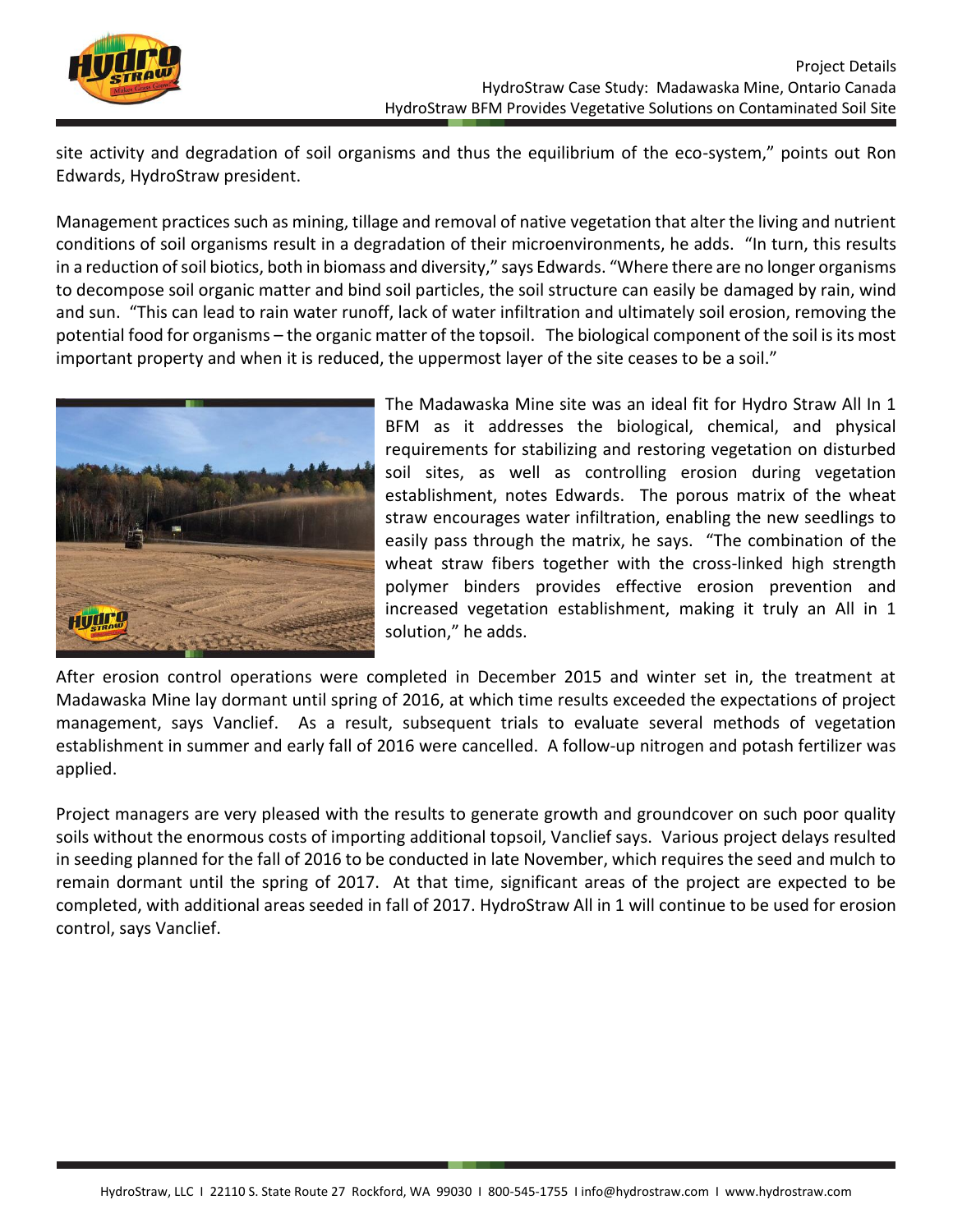site activity and degradation of soil organisms and thus the equilibrium of the eco-system," points out Ron Edwards, HydroStraw president.

Management practices such as mining, tillage and removal of native vegetation that alter the living and nutrient conditions of soil organisms result in a degradation of their microenvironments, he adds. "In turn, this results in a reduction of soil biotics, both in biomass and diversity," says Edwards. "Where there are no longer organisms to decompose soil organic matter and bind soil particles, the soil structure can easily be damaged by rain, wind and sun. "This can lead to rain water runoff, lack of water infiltration and ultimately soil erosion, removing the potential food for organisms – the organic matter of the topsoil. The biological component of the soil is its most important property and when it is reduced, the uppermost layer of the site ceases to be a soil."

The Madawaska Mine site was an ideal fit for Hydro Straw All In 1 BFM as it addresses the biological, chemical, and physical requirements for stabilizing and restoring vegetation on disturbed soil sites, as well as controlling erosion during vegetation establishment, notes Edwards. The porous matrix of the wheat straw encourages water infiltration, enabling the new seedlings to easily pass through the matrix, he says. "The combination of the wheat straw fibers together with the cross-linked high strength polymer binders provides effective erosion prevention and increased vegetation establishment, making it truly an All in 1 solution," he adds.

After erosion control operations were completed in December 2015 and winter set in, the treatment at Madawaska Mine lay dormant until spring of 2016, at which time results exceeded the expectations of project management, says Vanclief. As a result, subsequent trials to evaluate several methods of vegetation establishment in summer and early fall of 2016 were cancelled. A follow-up nitrogen and potash fertilizer was applied.

Project managers are very pleased with the results to generate growth and groundcover on such poor quality soils without the enormous costs of importing additional topsoil, Vanclief says. Various project delays resulted in seeding planned for the fall of 2016 to be conducted in late November, which requires the seed and mulch to remain dormant until the spring of 2017. At that time, significant areas of the project are expected to be completed, with additional areas seeded in fall of 2017. HydroStraw All in 1 will continue to be used for erosion control, says Vanclief.